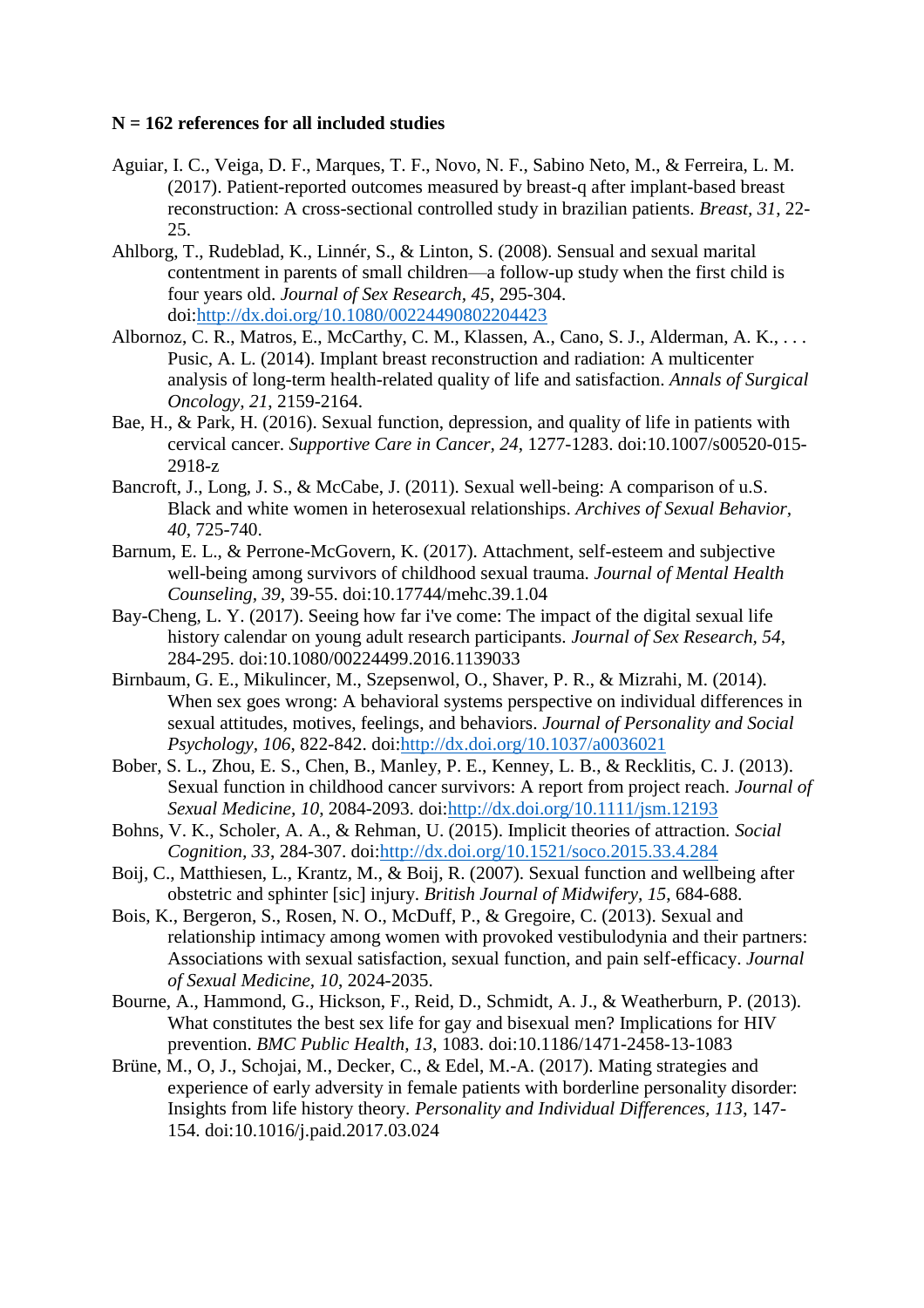**N = 162 references for all included studies**

Aguiar, I. C., Veiga, D. F., Marques, T. F., Novo, N. F., Sabino Neto, M., & Ferreira, L. M. (2017). Patient-reported outcomes measured by breast-q after implant-based breast reconstruction: A cross-sectional controlled study in brazilian patients. *Breast, 31*, 22-25.

Ahlborg, T., Rudeblad, K., Linnér, S., & Linton, S. (2008). Sensual and sexual marital contentment in parents of small children—a follow-up study when the first child is four years old. *Journal of Sex Research, 45*, 295-304. doi:http://dx.doi.org/10.1080/00224490802204423

Albornoz, C. R., Matros, E., McCarthy, C. M., Klassen, A., Cano, S. J., Alderman, A. K., . . . Pusic, A. L. (2014). Implant breast reconstruction and radiation: A multicenter analysis of long-term health-related quality of life and satisfaction. *Annals of Surgical Oncology, 21*, 2159-2164.

Bae, H., & Park, H. (2016). Sexual function, depression, and quality of life in patients with cervical cancer. *Supportive Care in Cancer, 24*, 1277-1283. doi:10.1007/s00520-015-2918-z

Bancroft, J., Long, J. S., & McCabe, J. (2011). Sexual well-being: A comparison of u.S. Black and white women in heterosexual relationships. *Archives of Sexual Behavior, 40*, 725-740.

Barnum, E. L., & Perrone-McGovern, K. (2017). Attachment, self-esteem and subjective well-being among survivors of childhood sexual trauma. *Journal of Mental Health Counseling, 39*, 39-55. doi:10.17744/mehc.39.1.04

Bay-Cheng, L. Y. (2017). Seeing how far i've come: The impact of the digital sexual life history calendar on young adult research participants. *Journal of Sex Research, 54*, 284-295. doi:10.1080/00224499.2016.1139033

Birnbaum, G. E., Mikulincer, M., Szepsenwol, O., Shaver, P. R., & Mizrahi, M. (2014). When sex goes wrong: A behavioral systems perspective on individual differences in sexual attitudes, motives, feelings, and behaviors. *Journal of Personality and Social Psychology, 106*, 822-842. doi:http://dx.doi.org/10.1037/a0036021

Bober, S. L., Zhou, E. S., Chen, B., Manley, P. E., Kenney, L. B., & Recklitis, C. J. (2013). Sexual function in childhood cancer survivors: A report from project reach. *Journal of Sexual Medicine, 10*, 2084-2093. doi:http://dx.doi.org/10.1111/jsm.12193

Bohns, V. K., Scholer, A. A., & Rehman, U. (2015). Implicit theories of attraction. *Social Cognition, 33*, 284-307. doi:http://dx.doi.org/10.1521/soco.2015.33.4.284

Boij, C., Matthiesen, L., Krantz, M., & Boij, R. (2007). Sexual function and wellbeing after obstetric and sphinter [sic] injury. *British Journal of Midwifery, 15*, 684-688.

Bois, K., Bergeron, S., Rosen, N. O., McDuff, P., & Gregoire, C. (2013). Sexual and relationship intimacy among women with provoked vestibulodynia and their partners: Associations with sexual satisfaction, sexual function, and pain self-efficacy. *Journal of Sexual Medicine, 10*, 2024-2035.

Bourne, A., Hammond, G., Hickson, F., Reid, D., Schmidt, A. J., & Weatherburn, P. (2013). What constitutes the best sex life for gay and bisexual men? Implications for HIV prevention. *BMC Public Health, 13*, 1083. doi:10.1186/1471-2458-13-1083

Brüne, M., O, J., Schojai, M., Decker, C., & Edel, M.-A. (2017). Mating strategies and experience of early adversity in female patients with borderline personality disorder: Insights from life history theory. *Personality and Individual Differences, 113*, 147-154. doi:10.1016/j.paid.2017.03.024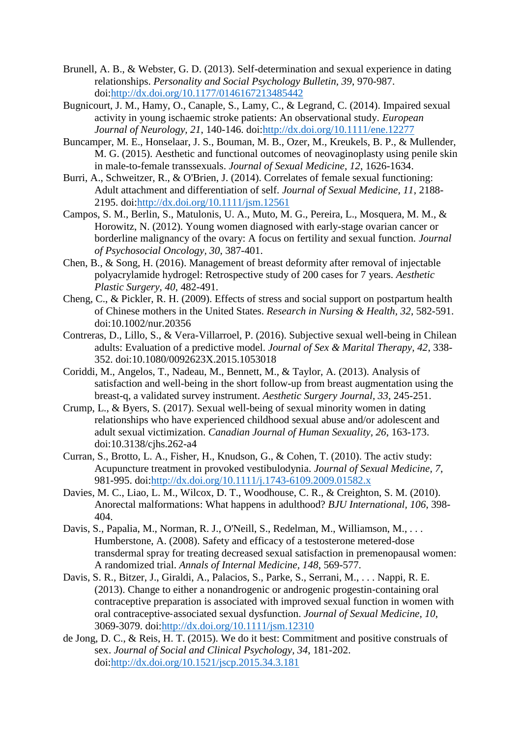Brunell, A. B., & Webster, G. D. (2013). Self-determination and sexual experience in dating relationships. *Personality and Social Psychology Bulletin, 39*, 970-987. doi:http://dx.doi.org/10.1177/0146167213485442

Bugnicourt, J. M., Hamy, O., Canaple, S., Lamy, C., & Legrand, C. (2014). Impaired sexual activity in young ischaemic stroke patients: An observational study. *European Journal of Neurology, 21*, 140-146. doi:http://dx.doi.org/10.1111/ene.12277

Buncamper, M. E., Honselaar, J. S., Bouman, M. B., Ozer, M., Kreukels, B. P., & Mullender, M. G. (2015). Aesthetic and functional outcomes of neovaginoplasty using penile skin in male-to-female transsexuals. *Journal of Sexual Medicine, 12*, 1626-1634.

Burri, A., Schweitzer, R., & O'Brien, J. (2014). Correlates of female sexual functioning: Adult attachment and differentiation of self. *Journal of Sexual Medicine, 11*, 2188-2195. doi:http://dx.doi.org/10.1111/jsm.12561

Campos, S. M., Berlin, S., Matulonis, U. A., Muto, M. G., Pereira, L., Mosquera, M. M., & Horowitz, N. (2012). Young women diagnosed with early-stage ovarian cancer or borderline malignancy of the ovary: A focus on fertility and sexual function. *Journal of Psychosocial Oncology, 30*, 387-401.

Chen, B., & Song, H. (2016). Management of breast deformity after removal of injectable polyacrylamide hydrogel: Retrospective study of 200 cases for 7 years. *Aesthetic Plastic Surgery, 40*, 482-491.

Cheng, C., & Pickler, R. H. (2009). Effects of stress and social support on postpartum health of Chinese mothers in the United States. *Research in Nursing & Health, 32*, 582-591. doi:10.1002/nur.20356

Contreras, D., Lillo, S., & Vera-Villarroel, P. (2016). Subjective sexual well-being in Chilean adults: Evaluation of a predictive model. *Journal of Sex & Marital Therapy, 42*, 338-352. doi:10.1080/0092623X.2015.1053018

Coriddi, M., Angelos, T., Nadeau, M., Bennett, M., & Taylor, A. (2013). Analysis of satisfaction and well-being in the short follow-up from breast augmentation using the breast-q, a validated survey instrument. *Aesthetic Surgery Journal, 33*, 245-251.

Crump, L., & Byers, S. (2017). Sexual well-being of sexual minority women in dating relationships who have experienced childhood sexual abuse and/or adolescent and adult sexual victimization. *Canadian Journal of Human Sexuality, 26*, 163-173. doi:10.3138/cjhs.262-a4

Curran, S., Brotto, L. A., Fisher, H., Knudson, G., & Cohen, T. (2010). The activ study: Acupuncture treatment in provoked vestibulodynia. *Journal of Sexual Medicine, 7*, 981-995. doi:http://dx.doi.org/10.1111/j.1743-6109.2009.01582.x

Davies, M. C., Liao, L. M., Wilcox, D. T., Woodhouse, C. R., & Creighton, S. M. (2010). Anorectal malformations: What happens in adulthood? *BJU International, 106*, 398-404.

Davis, S., Papalia, M., Norman, R. J., O'Neill, S., Redelman, M., Williamson, M., . . . Humberstone, A. (2008). Safety and efficacy of a testosterone metered-dose transdermal spray for treating decreased sexual satisfaction in premenopausal women: A randomized trial. *Annals of Internal Medicine, 148*, 569-577.

Davis, S. R., Bitzer, J., Giraldi, A., Palacios, S., Parke, S., Serrani, M., . . . Nappi, R. E. (2013). Change to either a nonandrogenic or androgenic progestin-containing oral contraceptive preparation is associated with improved sexual function in women with oral contraceptive-associated sexual dysfunction. *Journal of Sexual Medicine, 10*, 3069-3079. doi:http://dx.doi.org/10.1111/jsm.12310

de Jong, D. C., & Reis, H. T. (2015). We do it best: Commitment and positive construals of sex. *Journal of Social and Clinical Psychology, 34*, 181-202. doi:http://dx.doi.org/10.1521/jscp.2015.34.3.181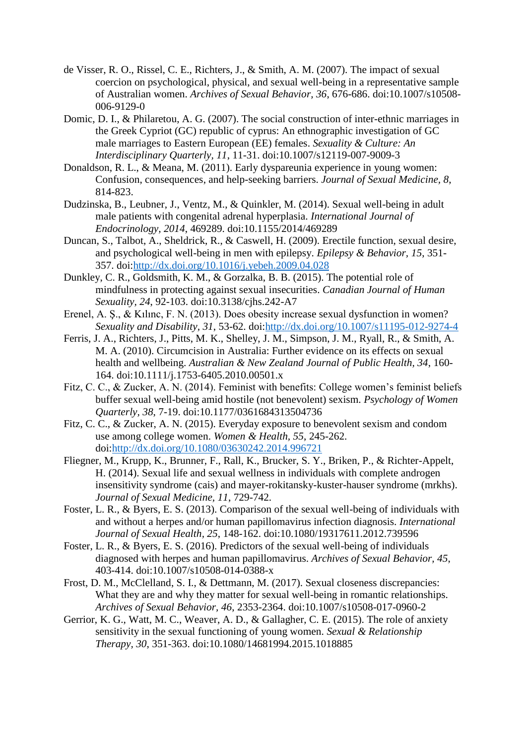de Visser, R. O., Rissel, C. E., Richters, J., & Smith, A. M. (2007). The impact of sexual coercion on psychological, physical, and sexual well-being in a representative sample of Australian women. *Archives of Sexual Behavior, 36*, 676-686. doi:10.1007/s10508-006-9129-0

Domic, D. I., & Philaretou, A. G. (2007). The social construction of inter-ethnic marriages in the Greek Cypriot (GC) republic of cyprus: An ethnographic investigation of GC male marriages to Eastern European (EE) females. *Sexuality & Culture: An Interdisciplinary Quarterly, 11*, 11-31. doi:10.1007/s12119-007-9009-3

Donaldson, R. L., & Meana, M. (2011). Early dyspareunia experience in young women: Confusion, consequences, and help-seeking barriers. *Journal of Sexual Medicine, 8*, 814-823.

Dudzinska, B., Leubner, J., Ventz, M., & Quinkler, M. (2014). Sexual well-being in adult male patients with congenital adrenal hyperplasia. *International Journal of Endocrinology, 2014*, 469289. doi:10.1155/2014/469289

Duncan, S., Talbot, A., Sheldrick, R., & Caswell, H. (2009). Erectile function, sexual desire, and psychological well-being in men with epilepsy. *Epilepsy & Behavior, 15*, 351-357. doi:http://dx.doi.org/10.1016/j.yebeh.2009.04.028

Dunkley, C. R., Goldsmith, K. M., & Gorzalka, B. B. (2015). The potential role of mindfulness in protecting against sexual insecurities. *Canadian Journal of Human Sexuality, 24*, 92-103. doi:10.3138/cjhs.242-A7

Erenel, A. Ş., & Kılınc, F. N. (2013). Does obesity increase sexual dysfunction in women? *Sexuality and Disability, 31*, 53-62. doi:http://dx.doi.org/10.1007/s11195-012-9274-4

Ferris, J. A., Richters, J., Pitts, M. K., Shelley, J. M., Simpson, J. M., Ryall, R., & Smith, A. M. A. (2010). Circumcision in Australia: Further evidence on its effects on sexual health and wellbeing. *Australian & New Zealand Journal of Public Health, 34*, 160-164. doi:10.1111/j.1753-6405.2010.00501.x

Fitz, C. C., & Zucker, A. N. (2014). Feminist with benefits: College women's feminist beliefs buffer sexual well-being amid hostile (not benevolent) sexism. *Psychology of Women Quarterly, 38*, 7-19. doi:10.1177/0361684313504736

Fitz, C. C., & Zucker, A. N. (2015). Everyday exposure to benevolent sexism and condom use among college women. *Women & Health, 55*, 245-262. doi:http://dx.doi.org/10.1080/03630242.2014.996721

Fliegner, M., Krupp, K., Brunner, F., Rall, K., Brucker, S. Y., Briken, P., & Richter-Appelt, H. (2014). Sexual life and sexual wellness in individuals with complete androgen insensitivity syndrome (cais) and mayer-rokitansky-kuster-hauser syndrome (mrkhs). *Journal of Sexual Medicine, 11*, 729-742.

Foster, L. R., & Byers, E. S. (2013). Comparison of the sexual well-being of individuals with and without a herpes and/or human papillomavirus infection diagnosis. *International Journal of Sexual Health, 25*, 148-162. doi:10.1080/19317611.2012.739596

Foster, L. R., & Byers, E. S. (2016). Predictors of the sexual well-being of individuals diagnosed with herpes and human papillomavirus. *Archives of Sexual Behavior, 45*, 403-414. doi:10.1007/s10508-014-0388-x

Frost, D. M., McClelland, S. I., & Dettmann, M. (2017). Sexual closeness discrepancies: What they are and why they matter for sexual well-being in romantic relationships. *Archives of Sexual Behavior, 46*, 2353-2364. doi:10.1007/s10508-017-0960-2

Gerrior, K. G., Watt, M. C., Weaver, A. D., & Gallagher, C. E. (2015). The role of anxiety sensitivity in the sexual functioning of young women. *Sexual & Relationship Therapy, 30*, 351-363. doi:10.1080/14681994.2015.1018885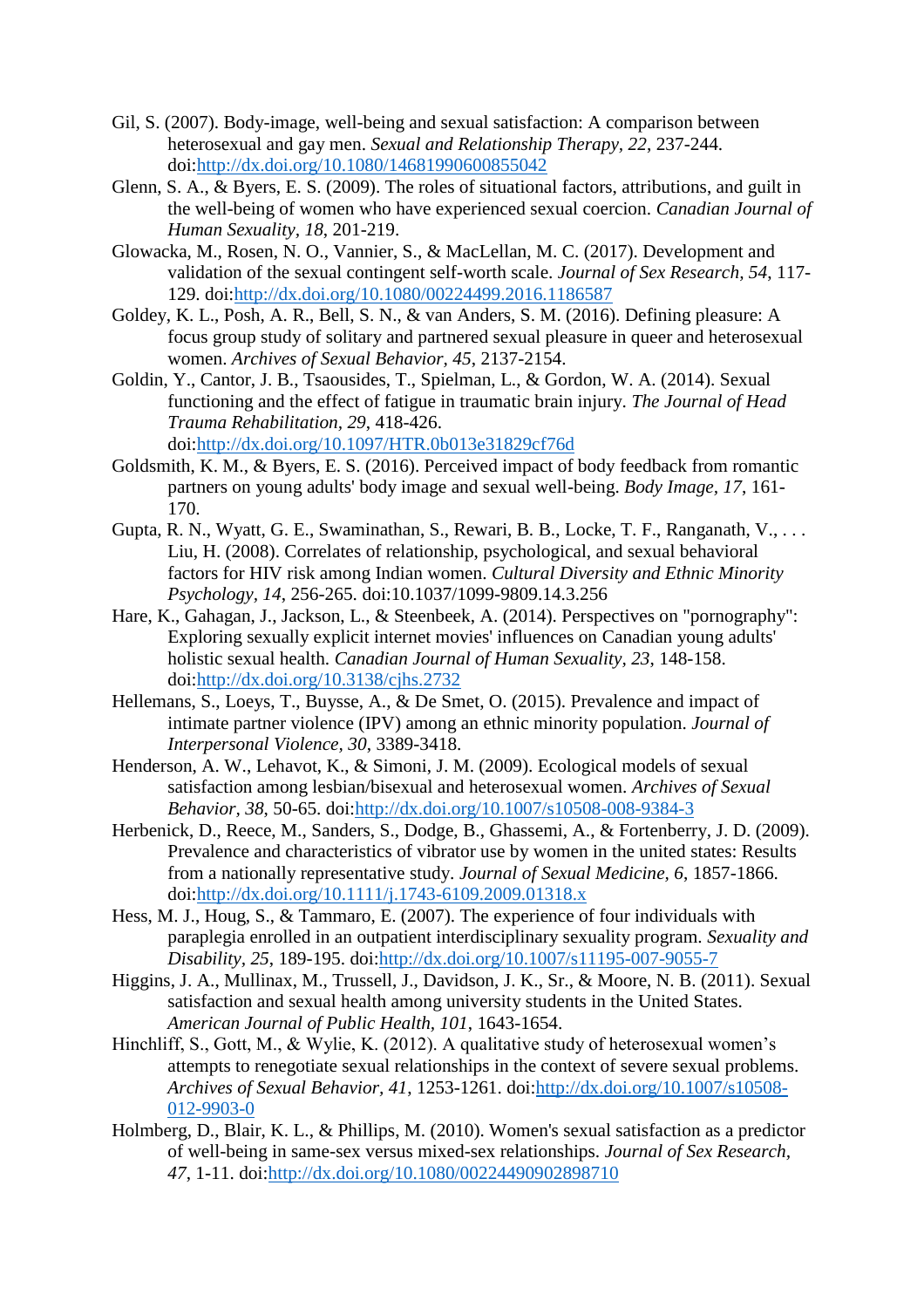Gil, S. (2007). Body-image, well-being and sexual satisfaction: A comparison between heterosexual and gay men. *Sexual and Relationship Therapy, 22*, 237-244. doi:http://dx.doi.org/10.1080/14681990600855042

Glenn, S. A., & Byers, E. S. (2009). The roles of situational factors, attributions, and guilt in the well-being of women who have experienced sexual coercion. *Canadian Journal of Human Sexuality, 18*, 201-219.

Glowacka, M., Rosen, N. O., Vannier, S., & MacLellan, M. C. (2017). Development and validation of the sexual contingent self-worth scale. *Journal of Sex Research, 54*, 117-129. doi:http://dx.doi.org/10.1080/00224499.2016.1186587

Goldey, K. L., Posh, A. R., Bell, S. N., & van Anders, S. M. (2016). Defining pleasure: A focus group study of solitary and partnered sexual pleasure in queer and heterosexual women. *Archives of Sexual Behavior, 45*, 2137-2154.

Goldin, Y., Cantor, J. B., Tsaousides, T., Spielman, L., & Gordon, W. A. (2014). Sexual functioning and the effect of fatigue in traumatic brain injury. *The Journal of Head Trauma Rehabilitation, 29*, 418-426. doi:http://dx.doi.org/10.1097/HTR.0b013e31829cf76d

Goldsmith, K. M., & Byers, E. S. (2016). Perceived impact of body feedback from romantic partners on young adults' body image and sexual well-being. *Body Image, 17*, 161-170.

Gupta, R. N., Wyatt, G. E., Swaminathan, S., Rewari, B. B., Locke, T. F., Ranganath, V., . . . Liu, H. (2008). Correlates of relationship, psychological, and sexual behavioral factors for HIV risk among Indian women. *Cultural Diversity and Ethnic Minority Psychology, 14*, 256-265. doi:10.1037/1099-9809.14.3.256

Hare, K., Gahagan, J., Jackson, L., & Steenbeek, A. (2014). Perspectives on "pornography": Exploring sexually explicit internet movies' influences on Canadian young adults' holistic sexual health. *Canadian Journal of Human Sexuality, 23*, 148-158. doi:http://dx.doi.org/10.3138/cjhs.2732

Hellemans, S., Loeys, T., Buysse, A., & De Smet, O. (2015). Prevalence and impact of intimate partner violence (IPV) among an ethnic minority population. *Journal of Interpersonal Violence, 30*, 3389-3418.

Henderson, A. W., Lehavot, K., & Simoni, J. M. (2009). Ecological models of sexual satisfaction among lesbian/bisexual and heterosexual women. *Archives of Sexual Behavior, 38*, 50-65. doi:http://dx.doi.org/10.1007/s10508-008-9384-3

Herbenick, D., Reece, M., Sanders, S., Dodge, B., Ghassemi, A., & Fortenberry, J. D. (2009). Prevalence and characteristics of vibrator use by women in the united states: Results from a nationally representative study. *Journal of Sexual Medicine, 6*, 1857-1866. doi:http://dx.doi.org/10.1111/j.1743-6109.2009.01318.x

Hess, M. J., Houg, S., & Tammaro, E. (2007). The experience of four individuals with paraplegia enrolled in an outpatient interdisciplinary sexuality program. *Sexuality and Disability, 25*, 189-195. doi:http://dx.doi.org/10.1007/s11195-007-9055-7

Higgins, J. A., Mullinax, M., Trussell, J., Davidson, J. K., Sr., & Moore, N. B. (2011). Sexual satisfaction and sexual health among university students in the United States. *American Journal of Public Health, 101*, 1643-1654.

Hinchliff, S., Gott, M., & Wylie, K. (2012). A qualitative study of heterosexual women's attempts to renegotiate sexual relationships in the context of severe sexual problems. *Archives of Sexual Behavior, 41*, 1253-1261. doi:http://dx.doi.org/10.1007/s10508-012-9903-0

Holmberg, D., Blair, K. L., & Phillips, M. (2010). Women's sexual satisfaction as a predictor of well-being in same-sex versus mixed-sex relationships. *Journal of Sex Research, 47*, 1-11. doi:http://dx.doi.org/10.1080/00224490902898710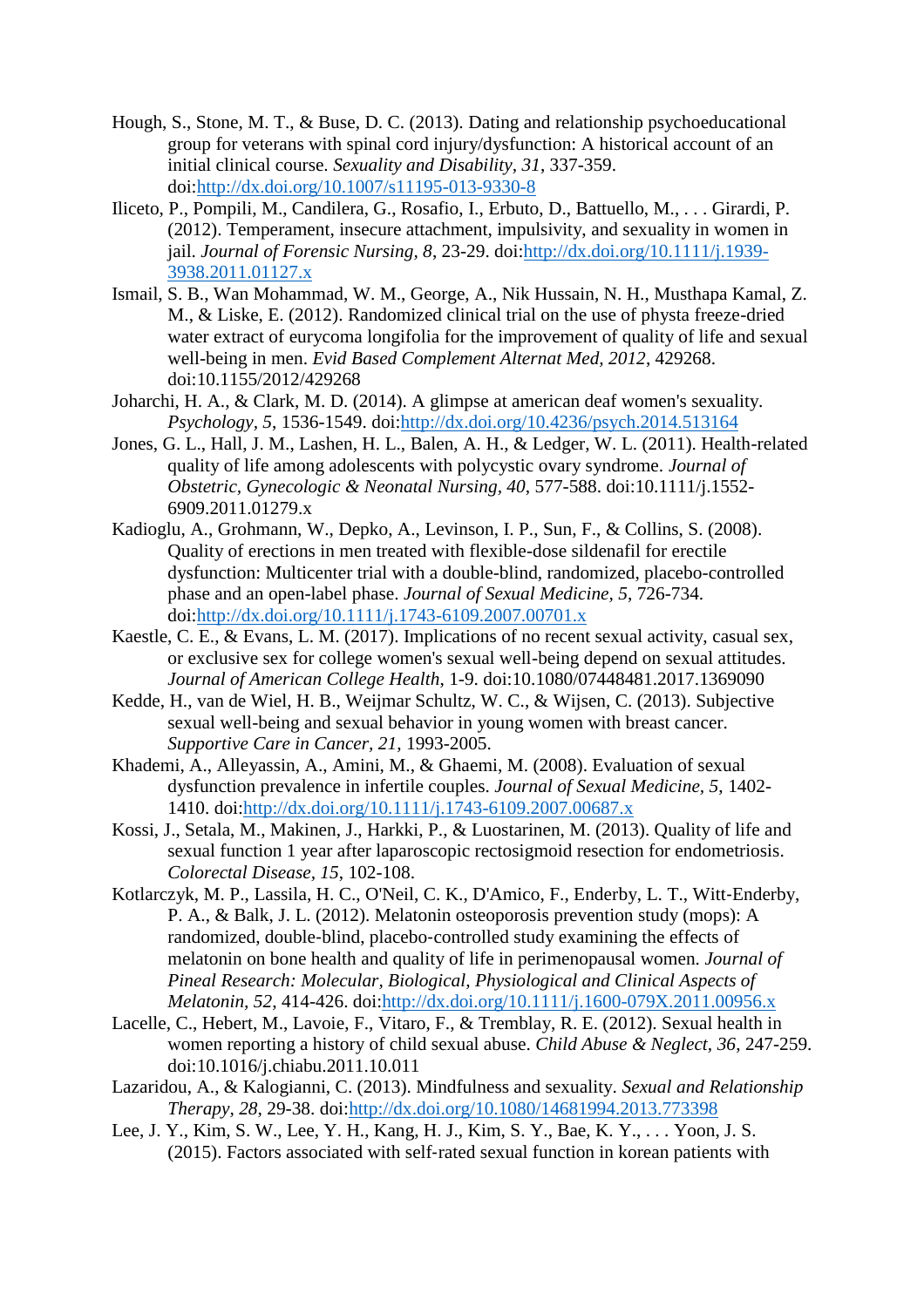Hough, S., Stone, M. T., & Buse, D. C. (2013). Dating and relationship psychoeducational group for veterans with spinal cord injury/dysfunction: A historical account of an initial clinical course. *Sexuality and Disability, 31*, 337-359. doi:http://dx.doi.org/10.1007/s11195-013-9330-8

Iliceto, P., Pompili, M., Candilera, G., Rosafio, I., Erbuto, D., Battuello, M., . . . Girardi, P. (2012). Temperament, insecure attachment, impulsivity, and sexuality in women in jail. *Journal of Forensic Nursing, 8*, 23-29. doi:http://dx.doi.org/10.1111/j.1939-3938.2011.01127.x

Ismail, S. B., Wan Mohammad, W. M., George, A., Nik Hussain, N. H., Musthapa Kamal, Z. M., & Liske, E. (2012). Randomized clinical trial on the use of physta freeze-dried water extract of eurycoma longifolia for the improvement of quality of life and sexual well-being in men. *Evid Based Complement Alternat Med, 2012*, 429268. doi:10.1155/2012/429268

Joharchi, H. A., & Clark, M. D. (2014). A glimpse at american deaf women's sexuality. *Psychology, 5*, 1536-1549. doi:http://dx.doi.org/10.4236/psych.2014.513164

Jones, G. L., Hall, J. M., Lashen, H. L., Balen, A. H., & Ledger, W. L. (2011). Health-related quality of life among adolescents with polycystic ovary syndrome. *Journal of Obstetric, Gynecologic & Neonatal Nursing, 40*, 577-588. doi:10.1111/j.1552-6909.2011.01279.x

Kadioglu, A., Grohmann, W., Depko, A., Levinson, I. P., Sun, F., & Collins, S. (2008). Quality of erections in men treated with flexible-dose sildenafil for erectile dysfunction: Multicenter trial with a double-blind, randomized, placebo-controlled phase and an open-label phase. *Journal of Sexual Medicine, 5*, 726-734. doi:http://dx.doi.org/10.1111/j.1743-6109.2007.00701.x

Kaestle, C. E., & Evans, L. M. (2017). Implications of no recent sexual activity, casual sex, or exclusive sex for college women's sexual well-being depend on sexual attitudes. *Journal of American College Health*, 1-9. doi:10.1080/07448481.2017.1369090

Kedde, H., van de Wiel, H. B., Weijmar Schultz, W. C., & Wijsen, C. (2013). Subjective sexual well-being and sexual behavior in young women with breast cancer. *Supportive Care in Cancer, 21*, 1993-2005.

Khademi, A., Alleyassin, A., Amini, M., & Ghaemi, M. (2008). Evaluation of sexual dysfunction prevalence in infertile couples. *Journal of Sexual Medicine, 5*, 1402-1410. doi:http://dx.doi.org/10.1111/j.1743-6109.2007.00687.x

Kossi, J., Setala, M., Makinen, J., Harkki, P., & Luostarinen, M. (2013). Quality of life and sexual function 1 year after laparoscopic rectosigmoid resection for endometriosis. *Colorectal Disease, 15*, 102-108.

Kotlarczyk, M. P., Lassila, H. C., O'Neil, C. K., D'Amico, F., Enderby, L. T., Witt-Enderby, P. A., & Balk, J. L. (2012). Melatonin osteoporosis prevention study (mops): A randomized, double-blind, placebo-controlled study examining the effects of melatonin on bone health and quality of life in perimenopausal women. *Journal of Pineal Research: Molecular, Biological, Physiological and Clinical Aspects of Melatonin, 52*, 414-426. doi:http://dx.doi.org/10.1111/j.1600-079X.2011.00956.x

Lacelle, C., Hebert, M., Lavoie, F., Vitaro, F., & Tremblay, R. E. (2012). Sexual health in women reporting a history of child sexual abuse. *Child Abuse & Neglect, 36*, 247-259. doi:10.1016/j.chiabu.2011.10.011

Lazaridou, A., & Kalogianni, C. (2013). Mindfulness and sexuality. *Sexual and Relationship Therapy, 28*, 29-38. doi:http://dx.doi.org/10.1080/14681994.2013.773398

Lee, J. Y., Kim, S. W., Lee, Y. H., Kang, H. J., Kim, S. Y., Bae, K. Y., . . . Yoon, J. S. (2015). Factors associated with self-rated sexual function in korean patients with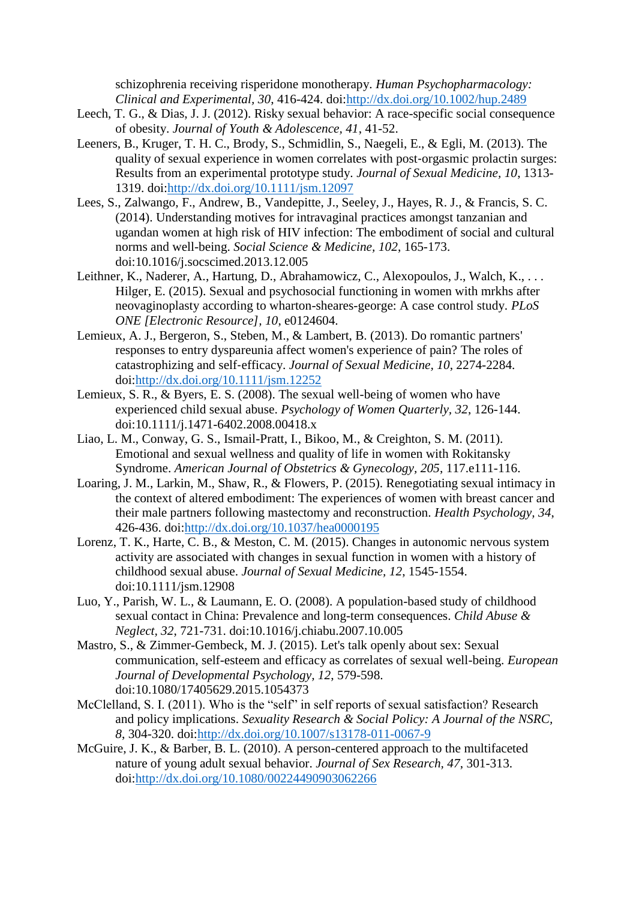schizophrenia receiving risperidone monotherapy. *Human Psychopharmacology: Clinical and Experimental, 30*, 416-424. doi:http://dx.doi.org/10.1002/hup.2489

Leech, T. G., & Dias, J. J. (2012). Risky sexual behavior: A race-specific social consequence of obesity. *Journal of Youth & Adolescence, 41*, 41-52.

Leeners, B., Kruger, T. H. C., Brody, S., Schmidlin, S., Naegeli, E., & Egli, M. (2013). The quality of sexual experience in women correlates with post-orgasmic prolactin surges: Results from an experimental prototype study. *Journal of Sexual Medicine, 10*, 1313-1319. doi:http://dx.doi.org/10.1111/jsm.12097

Lees, S., Zalwango, F., Andrew, B., Vandepitte, J., Seeley, J., Hayes, R. J., & Francis, S. C. (2014). Understanding motives for intravaginal practices amongst tanzanian and ugandan women at high risk of HIV infection: The embodiment of social and cultural norms and well-being. *Social Science & Medicine, 102*, 165-173. doi:10.1016/j.socscimed.2013.12.005

Leithner, K., Naderer, A., Hartung, D., Abrahamowicz, C., Alexopoulos, J., Walch, K., . . . Hilger, E. (2015). Sexual and psychosocial functioning in women with mrkhs after neovaginoplasty according to wharton-sheares-george: A case control study. *PLoS ONE [Electronic Resource], 10*, e0124604.

Lemieux, A. J., Bergeron, S., Steben, M., & Lambert, B. (2013). Do romantic partners' responses to entry dyspareunia affect women's experience of pain? The roles of catastrophizing and self-efficacy. *Journal of Sexual Medicine, 10*, 2274-2284. doi:http://dx.doi.org/10.1111/jsm.12252

Lemieux, S. R., & Byers, E. S. (2008). The sexual well-being of women who have experienced child sexual abuse. *Psychology of Women Quarterly, 32*, 126-144. doi:10.1111/j.1471-6402.2008.00418.x

Liao, L. M., Conway, G. S., Ismail-Pratt, I., Bikoo, M., & Creighton, S. M. (2011). Emotional and sexual wellness and quality of life in women with Rokitansky Syndrome. *American Journal of Obstetrics & Gynecology, 205*, 117.e111-116.

Loaring, J. M., Larkin, M., Shaw, R., & Flowers, P. (2015). Renegotiating sexual intimacy in the context of altered embodiment: The experiences of women with breast cancer and their male partners following mastectomy and reconstruction. *Health Psychology, 34*, 426-436. doi:http://dx.doi.org/10.1037/hea0000195

Lorenz, T. K., Harte, C. B., & Meston, C. M. (2015). Changes in autonomic nervous system activity are associated with changes in sexual function in women with a history of childhood sexual abuse. *Journal of Sexual Medicine, 12*, 1545-1554. doi:10.1111/jsm.12908

Luo, Y., Parish, W. L., & Laumann, E. O. (2008). A population-based study of childhood sexual contact in China: Prevalence and long-term consequences. *Child Abuse & Neglect, 32*, 721-731. doi:10.1016/j.chiabu.2007.10.005

Mastro, S., & Zimmer-Gembeck, M. J. (2015). Let's talk openly about sex: Sexual communication, self-esteem and efficacy as correlates of sexual well-being. *European Journal of Developmental Psychology, 12*, 579-598. doi:10.1080/17405629.2015.1054373

McClelland, S. I. (2011). Who is the "self" in self reports of sexual satisfaction? Research and policy implications. *Sexuality Research & Social Policy: A Journal of the NSRC, 8*, 304-320. doi:http://dx.doi.org/10.1007/s13178-011-0067-9

McGuire, J. K., & Barber, B. L. (2010). A person-centered approach to the multifaceted nature of young adult sexual behavior. *Journal of Sex Research, 47*, 301-313. doi:http://dx.doi.org/10.1080/00224490903062266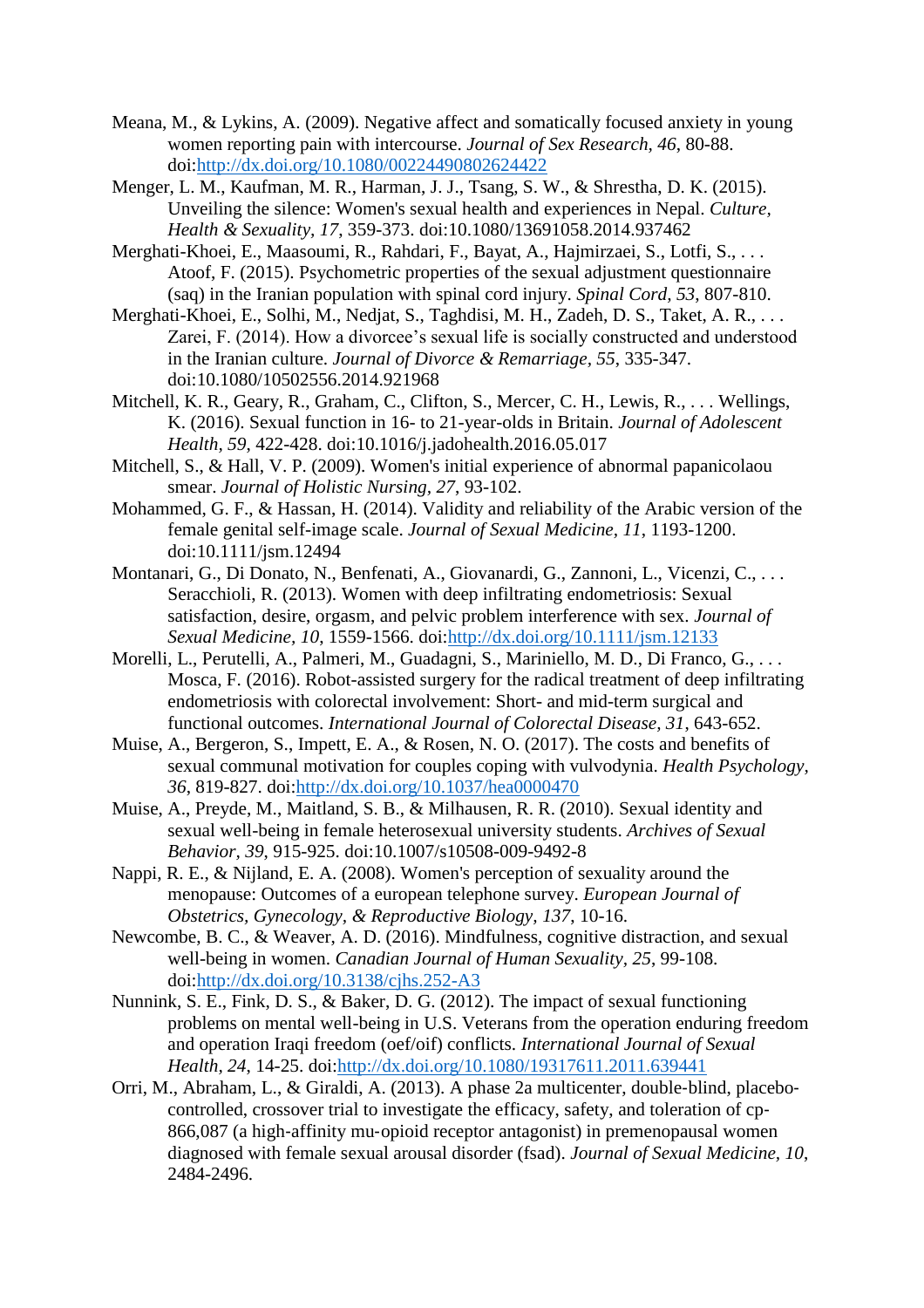Meana, M., & Lykins, A. (2009). Negative affect and somatically focused anxiety in young women reporting pain with intercourse. *Journal of Sex Research, 46*, 80-88. doi:http://dx.doi.org/10.1080/00224490802624422

Menger, L. M., Kaufman, M. R., Harman, J. J., Tsang, S. W., & Shrestha, D. K. (2015). Unveiling the silence: Women's sexual health and experiences in Nepal. *Culture, Health & Sexuality, 17*, 359-373. doi:10.1080/13691058.2014.937462

Merghati-Khoei, E., Maasoumi, R., Rahdari, F., Bayat, A., Hajmirzaei, S., Lotfi, S., . . . Atoof, F. (2015). Psychometric properties of the sexual adjustment questionnaire (saq) in the Iranian population with spinal cord injury. *Spinal Cord, 53*, 807-810.

Merghati-Khoei, E., Solhi, M., Nedjat, S., Taghdisi, M. H., Zadeh, D. S., Taket, A. R., . . . Zarei, F. (2014). How a divorcee's sexual life is socially constructed and understood in the Iranian culture. *Journal of Divorce & Remarriage, 55*, 335-347. doi:10.1080/10502556.2014.921968

Mitchell, K. R., Geary, R., Graham, C., Clifton, S., Mercer, C. H., Lewis, R., . . . Wellings, K. (2016). Sexual function in 16- to 21-year-olds in Britain. *Journal of Adolescent Health, 59*, 422-428. doi:10.1016/j.jadohealth.2016.05.017

Mitchell, S., & Hall, V. P. (2009). Women's initial experience of abnormal papanicolaou smear. *Journal of Holistic Nursing, 27*, 93-102.

Mohammed, G. F., & Hassan, H. (2014). Validity and reliability of the Arabic version of the female genital self-image scale. *Journal of Sexual Medicine, 11*, 1193-1200. doi:10.1111/jsm.12494

Montanari, G., Di Donato, N., Benfenati, A., Giovanardi, G., Zannoni, L., Vicenzi, C., . . . Seracchioli, R. (2013). Women with deep infiltrating endometriosis: Sexual satisfaction, desire, orgasm, and pelvic problem interference with sex. *Journal of Sexual Medicine, 10*, 1559-1566. doi:http://dx.doi.org/10.1111/jsm.12133

Morelli, L., Perutelli, A., Palmeri, M., Guadagni, S., Mariniello, M. D., Di Franco, G., . . . Mosca, F. (2016). Robot-assisted surgery for the radical treatment of deep infiltrating endometriosis with colorectal involvement: Short- and mid-term surgical and functional outcomes. *International Journal of Colorectal Disease, 31*, 643-652.

Muise, A., Bergeron, S., Impett, E. A., & Rosen, N. O. (2017). The costs and benefits of sexual communal motivation for couples coping with vulvodynia. *Health Psychology, 36*, 819-827. doi:http://dx.doi.org/10.1037/hea0000470

Muise, A., Preyde, M., Maitland, S. B., & Milhausen, R. R. (2010). Sexual identity and sexual well-being in female heterosexual university students. *Archives of Sexual Behavior, 39*, 915-925. doi:10.1007/s10508-009-9492-8

Nappi, R. E., & Nijland, E. A. (2008). Women's perception of sexuality around the menopause: Outcomes of a european telephone survey. *European Journal of Obstetrics, Gynecology, & Reproductive Biology, 137*, 10-16.

Newcombe, B. C., & Weaver, A. D. (2016). Mindfulness, cognitive distraction, and sexual well-being in women. *Canadian Journal of Human Sexuality, 25*, 99-108. doi:http://dx.doi.org/10.3138/cjhs.252-A3

Nunnink, S. E., Fink, D. S., & Baker, D. G. (2012). The impact of sexual functioning problems on mental well-being in U.S. Veterans from the operation enduring freedom and operation Iraqi freedom (oef/oif) conflicts. *International Journal of Sexual Health, 24*, 14-25. doi:http://dx.doi.org/10.1080/19317611.2011.639441

Orri, M., Abraham, L., & Giraldi, A. (2013). A phase 2a multicenter, double-blind, placebo-controlled, crossover trial to investigate the efficacy, safety, and toleration of cp-866,087 (a high-affinity mu-opioid receptor antagonist) in premenopausal women diagnosed with female sexual arousal disorder (fsad). *Journal of Sexual Medicine, 10*, 2484-2496.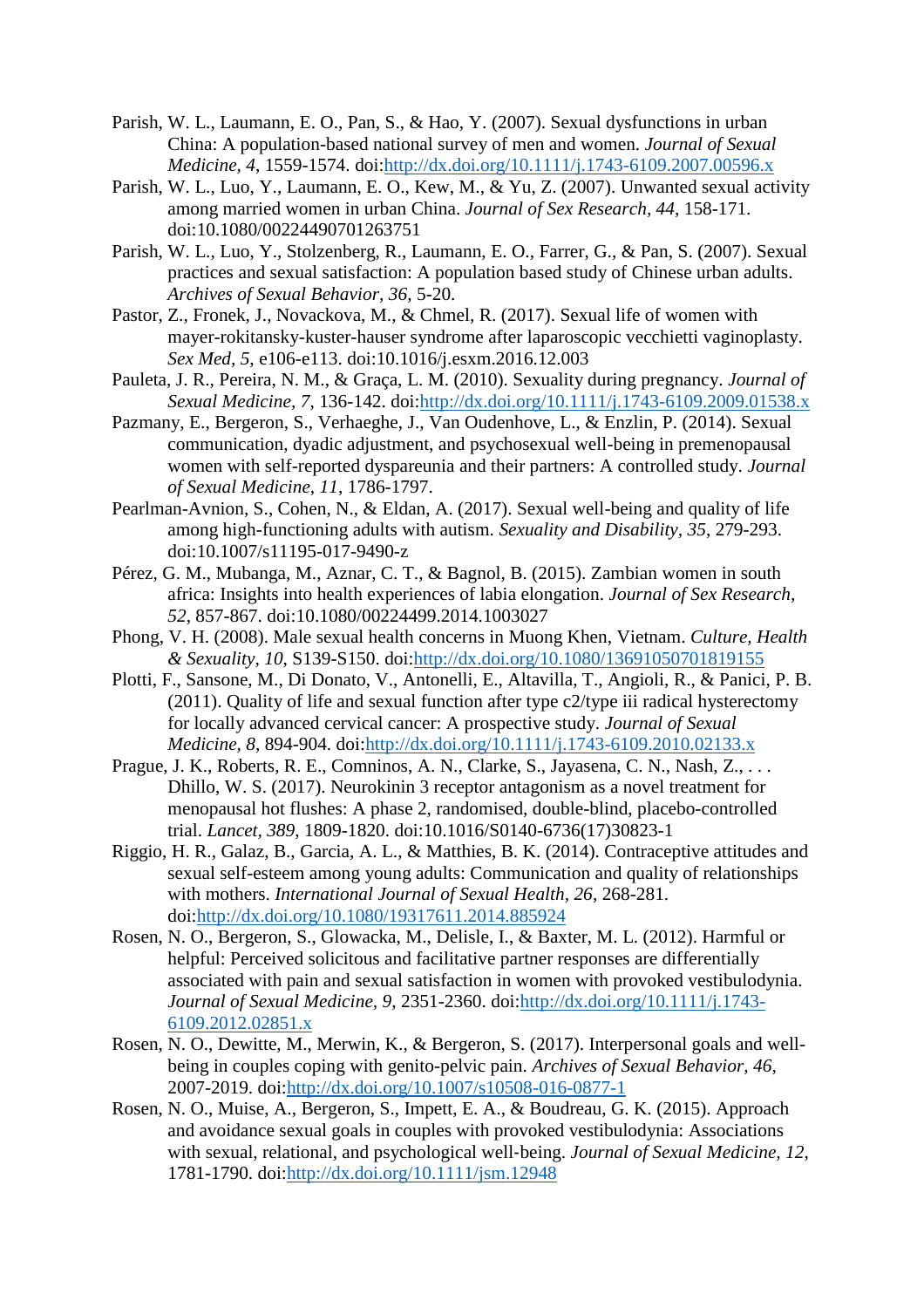Parish, W. L., Laumann, E. O., Pan, S., & Hao, Y. (2007). Sexual dysfunctions in urban China: A population-based national survey of men and women. *Journal of Sexual Medicine, 4*, 1559-1574. doi:http://dx.doi.org/10.1111/j.1743-6109.2007.00596.x

Parish, W. L., Luo, Y., Laumann, E. O., Kew, M., & Yu, Z. (2007). Unwanted sexual activity among married women in urban China. *Journal of Sex Research, 44*, 158-171. doi:10.1080/00224490701263751

Parish, W. L., Luo, Y., Stolzenberg, R., Laumann, E. O., Farrer, G., & Pan, S. (2007). Sexual practices and sexual satisfaction: A population based study of Chinese urban adults. *Archives of Sexual Behavior, 36*, 5-20.

Pastor, Z., Fronek, J., Novackova, M., & Chmel, R. (2017). Sexual life of women with mayer-rokitansky-kuster-hauser syndrome after laparoscopic vecchietti vaginoplasty. *Sex Med, 5*, e106-e113. doi:10.1016/j.esxm.2016.12.003

Pauleta, J. R., Pereira, N. M., & Graça, L. M. (2010). Sexuality during pregnancy. *Journal of Sexual Medicine, 7*, 136-142. doi:http://dx.doi.org/10.1111/j.1743-6109.2009.01538.x

Pazmany, E., Bergeron, S., Verhaeghe, J., Van Oudenhove, L., & Enzlin, P. (2014). Sexual communication, dyadic adjustment, and psychosexual well-being in premenopausal women with self-reported dyspareunia and their partners: A controlled study. *Journal of Sexual Medicine, 11*, 1786-1797.

Pearlman-Avnion, S., Cohen, N., & Eldan, A. (2017). Sexual well-being and quality of life among high-functioning adults with autism. *Sexuality and Disability, 35*, 279-293. doi:10.1007/s11195-017-9490-z

Pérez, G. M., Mubanga, M., Aznar, C. T., & Bagnol, B. (2015). Zambian women in south africa: Insights into health experiences of labia elongation. *Journal of Sex Research, 52*, 857-867. doi:10.1080/00224499.2014.1003027

Phong, V. H. (2008). Male sexual health concerns in Muong Khen, Vietnam. *Culture, Health & Sexuality, 10*, S139-S150. doi:http://dx.doi.org/10.1080/13691050701819155

Plotti, F., Sansone, M., Di Donato, V., Antonelli, E., Altavilla, T., Angioli, R., & Panici, P. B. (2011). Quality of life and sexual function after type c2/type iii radical hysterectomy for locally advanced cervical cancer: A prospective study. *Journal of Sexual Medicine, 8*, 894-904. doi:http://dx.doi.org/10.1111/j.1743-6109.2010.02133.x

Prague, J. K., Roberts, R. E., Comninos, A. N., Clarke, S., Jayasena, C. N., Nash, Z., . . . Dhillo, W. S. (2017). Neurokinin 3 receptor antagonism as a novel treatment for menopausal hot flushes: A phase 2, randomised, double-blind, placebo-controlled trial. *Lancet, 389*, 1809-1820. doi:10.1016/S0140-6736(17)30823-1

Riggio, H. R., Galaz, B., Garcia, A. L., & Matthies, B. K. (2014). Contraceptive attitudes and sexual self-esteem among young adults: Communication and quality of relationships with mothers. *International Journal of Sexual Health, 26*, 268-281. doi:http://dx.doi.org/10.1080/19317611.2014.885924

Rosen, N. O., Bergeron, S., Glowacka, M., Delisle, I., & Baxter, M. L. (2012). Harmful or helpful: Perceived solicitous and facilitative partner responses are differentially associated with pain and sexual satisfaction in women with provoked vestibulodynia. *Journal of Sexual Medicine, 9*, 2351-2360. doi:http://dx.doi.org/10.1111/j.1743-6109.2012.02851.x

Rosen, N. O., Dewitte, M., Merwin, K., & Bergeron, S. (2017). Interpersonal goals and well-being in couples coping with genito-pelvic pain. *Archives of Sexual Behavior, 46*, 2007-2019. doi:http://dx.doi.org/10.1007/s10508-016-0877-1

Rosen, N. O., Muise, A., Bergeron, S., Impett, E. A., & Boudreau, G. K. (2015). Approach and avoidance sexual goals in couples with provoked vestibulodynia: Associations with sexual, relational, and psychological well-being. *Journal of Sexual Medicine, 12*, 1781-1790. doi:http://dx.doi.org/10.1111/jsm.12948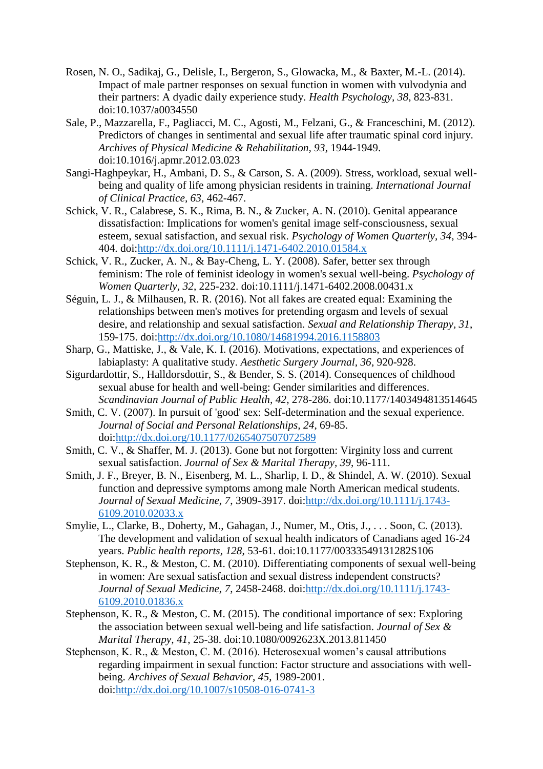Rosen, N. O., Sadikaj, G., Delisle, I., Bergeron, S., Glowacka, M., & Baxter, M.-L. (2014). Impact of male partner responses on sexual function in women with vulvodynia and their partners: A dyadic daily experience study. *Health Psychology, 38*, 823-831. doi:10.1037/a0034550

Sale, P., Mazzarella, F., Pagliacci, M. C., Agosti, M., Felzani, G., & Franceschini, M. (2012). Predictors of changes in sentimental and sexual life after traumatic spinal cord injury. *Archives of Physical Medicine & Rehabilitation, 93*, 1944-1949. doi:10.1016/j.apmr.2012.03.023

Sangi-Haghpeykar, H., Ambani, D. S., & Carson, S. A. (2009). Stress, workload, sexual well-being and quality of life among physician residents in training. *International Journal of Clinical Practice, 63*, 462-467.

Schick, V. R., Calabrese, S. K., Rima, B. N., & Zucker, A. N. (2010). Genital appearance dissatisfaction: Implications for women's genital image self-consciousness, sexual esteem, sexual satisfaction, and sexual risk. *Psychology of Women Quarterly, 34*, 394-404. doi:http://dx.doi.org/10.1111/j.1471-6402.2010.01584.x

Schick, V. R., Zucker, A. N., & Bay-Cheng, L. Y. (2008). Safer, better sex through feminism: The role of feminist ideology in women's sexual well-being. *Psychology of Women Quarterly, 32*, 225-232. doi:10.1111/j.1471-6402.2008.00431.x

Séguin, L. J., & Milhausen, R. R. (2016). Not all fakes are created equal: Examining the relationships between men's motives for pretending orgasm and levels of sexual desire, and relationship and sexual satisfaction. *Sexual and Relationship Therapy, 31*, 159-175. doi:http://dx.doi.org/10.1080/14681994.2016.1158803

Sharp, G., Mattiske, J., & Vale, K. I. (2016). Motivations, expectations, and experiences of labiaplasty: A qualitative study. *Aesthetic Surgery Journal, 36*, 920-928.

Sigurdardottir, S., Halldorsdottir, S., & Bender, S. S. (2014). Consequences of childhood sexual abuse for health and well-being: Gender similarities and differences. *Scandinavian Journal of Public Health, 42*, 278-286. doi:10.1177/1403494813514645

Smith, C. V. (2007). In pursuit of 'good' sex: Self-determination and the sexual experience. *Journal of Social and Personal Relationships, 24*, 69-85. doi:http://dx.doi.org/10.1177/0265407507072589

Smith, C. V., & Shaffer, M. J. (2013). Gone but not forgotten: Virginity loss and current sexual satisfaction. *Journal of Sex & Marital Therapy, 39*, 96-111.

Smith, J. F., Breyer, B. N., Eisenberg, M. L., Sharlip, I. D., & Shindel, A. W. (2010). Sexual function and depressive symptoms among male North American medical students. *Journal of Sexual Medicine, 7*, 3909-3917. doi:http://dx.doi.org/10.1111/j.1743-6109.2010.02033.x

Smylie, L., Clarke, B., Doherty, M., Gahagan, J., Numer, M., Otis, J., . . . Soon, C. (2013). The development and validation of sexual health indicators of Canadians aged 16-24 years. *Public health reports, 128*, 53-61. doi:10.1177/00333549131282S106

Stephenson, K. R., & Meston, C. M. (2010). Differentiating components of sexual well-being in women: Are sexual satisfaction and sexual distress independent constructs? *Journal of Sexual Medicine, 7*, 2458-2468. doi:http://dx.doi.org/10.1111/j.1743-6109.2010.01836.x

Stephenson, K. R., & Meston, C. M. (2015). The conditional importance of sex: Exploring the association between sexual well-being and life satisfaction. *Journal of Sex & Marital Therapy, 41*, 25-38. doi:10.1080/0092623X.2013.811450

Stephenson, K. R., & Meston, C. M. (2016). Heterosexual women's causal attributions regarding impairment in sexual function: Factor structure and associations with well-being. *Archives of Sexual Behavior, 45*, 1989-2001. doi:http://dx.doi.org/10.1007/s10508-016-0741-3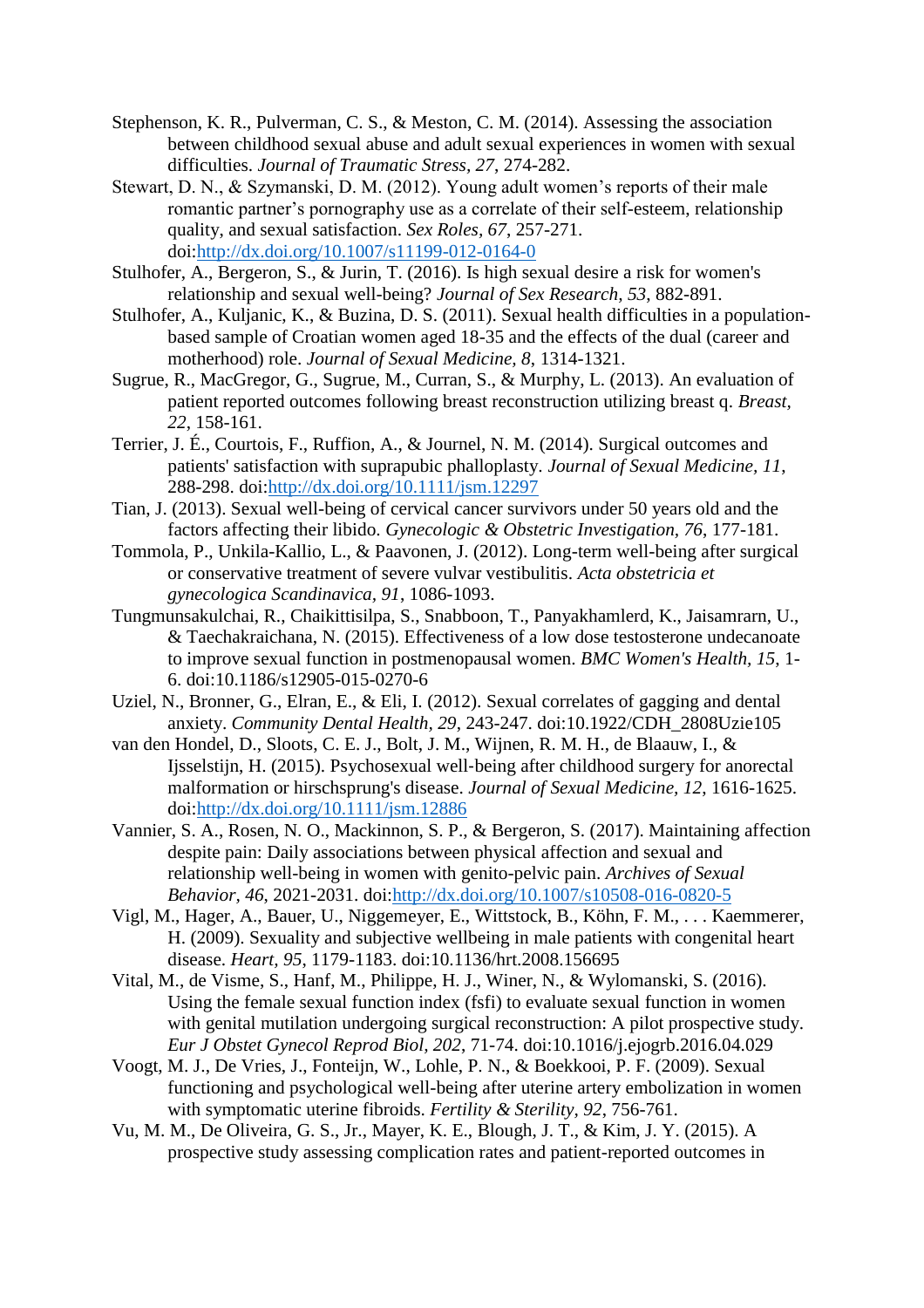Stephenson, K. R., Pulverman, C. S., & Meston, C. M. (2014). Assessing the association between childhood sexual abuse and adult sexual experiences in women with sexual difficulties. *Journal of Traumatic Stress, 27,* 274-282.

Stewart, D. N., & Szymanski, D. M. (2012). Young adult women's reports of their male romantic partner's pornography use as a correlate of their self-esteem, relationship quality, and sexual satisfaction. *Sex Roles, 67*, 257-271. doi:http://dx.doi.org/10.1007/s11199-012-0164-0

Stulhofer, A., Bergeron, S., & Jurin, T. (2016). Is high sexual desire a risk for women's relationship and sexual well-being? *Journal of Sex Research, 53*, 882-891.

Stulhofer, A., Kuljanic, K., & Buzina, D. S. (2011). Sexual health difficulties in a population-based sample of Croatian women aged 18-35 and the effects of the dual (career and motherhood) role. *Journal of Sexual Medicine, 8*, 1314-1321.

Sugrue, R., MacGregor, G., Sugrue, M., Curran, S., & Murphy, L. (2013). An evaluation of patient reported outcomes following breast reconstruction utilizing breast q. *Breast, 22*, 158-161.

Terrier, J. É., Courtois, F., Ruffion, A., & Journel, N. M. (2014). Surgical outcomes and patients' satisfaction with suprapubic phalloplasty. *Journal of Sexual Medicine, 11*, 288-298. doi:http://dx.doi.org/10.1111/jsm.12297

Tian, J. (2013). Sexual well-being of cervical cancer survivors under 50 years old and the factors affecting their libido. *Gynecologic & Obstetric Investigation, 76*, 177-181.

Tommola, P., Unkila-Kallio, L., & Paavonen, J. (2012). Long-term well-being after surgical or conservative treatment of severe vulvar vestibulitis. *Acta obstetricia et gynecologica Scandinavica, 91*, 1086-1093.

Tungmunsakulchai, R., Chaikittisilpa, S., Snabboon, T., Panyakhamlerd, K., Jaisamrarn, U., & Taechakraichana, N. (2015). Effectiveness of a low dose testosterone undecanoate to improve sexual function in postmenopausal women. *BMC Women's Health, 15,* 1-6. doi:10.1186/s12905-015-0270-6

Uziel, N., Bronner, G., Elran, E., & Eli, I. (2012). Sexual correlates of gagging and dental anxiety. *Community Dental Health, 29*, 243-247. doi:10.1922/CDH_2808Uzie105

van den Hondel, D., Sloots, C. E. J., Bolt, J. M., Wijnen, R. M. H., de Blaauw, I., & Ijsselstijn, H. (2015). Psychosexual well-being after childhood surgery for anorectal malformation or hirschsprung's disease. *Journal of Sexual Medicine, 12,* 1616-1625. doi:http://dx.doi.org/10.1111/jsm.12886

Vannier, S. A., Rosen, N. O., Mackinnon, S. P., & Bergeron, S. (2017). Maintaining affection despite pain: Daily associations between physical affection and sexual and relationship well-being in women with genito-pelvic pain. *Archives of Sexual Behavior, 46*, 2021-2031. doi:http://dx.doi.org/10.1007/s10508-016-0820-5

Vigl, M., Hager, A., Bauer, U., Niggemeyer, E., Wittstock, B., Köhn, F. M., . . . Kaemmerer, H. (2009). Sexuality and subjective wellbeing in male patients with congenital heart disease. *Heart, 95*, 1179-1183. doi:10.1136/hrt.2008.156695

Vital, M., de Visme, S., Hanf, M., Philippe, H. J., Winer, N., & Wylomanski, S. (2016). Using the female sexual function index (fsfi) to evaluate sexual function in women with genital mutilation undergoing surgical reconstruction: A pilot prospective study. *Eur J Obstet Gynecol Reprod Biol, 202*, 71-74. doi:10.1016/j.ejogrb.2016.04.029

Voogt, M. J., De Vries, J., Fonteijn, W., Lohle, P. N., & Boekkooi, P. F. (2009). Sexual functioning and psychological well-being after uterine artery embolization in women with symptomatic uterine fibroids. *Fertility & Sterility, 92*, 756-761.

Vu, M. M., De Oliveira, G. S., Jr., Mayer, K. E., Blough, J. T., & Kim, J. Y. (2015). A prospective study assessing complication rates and patient-reported outcomes in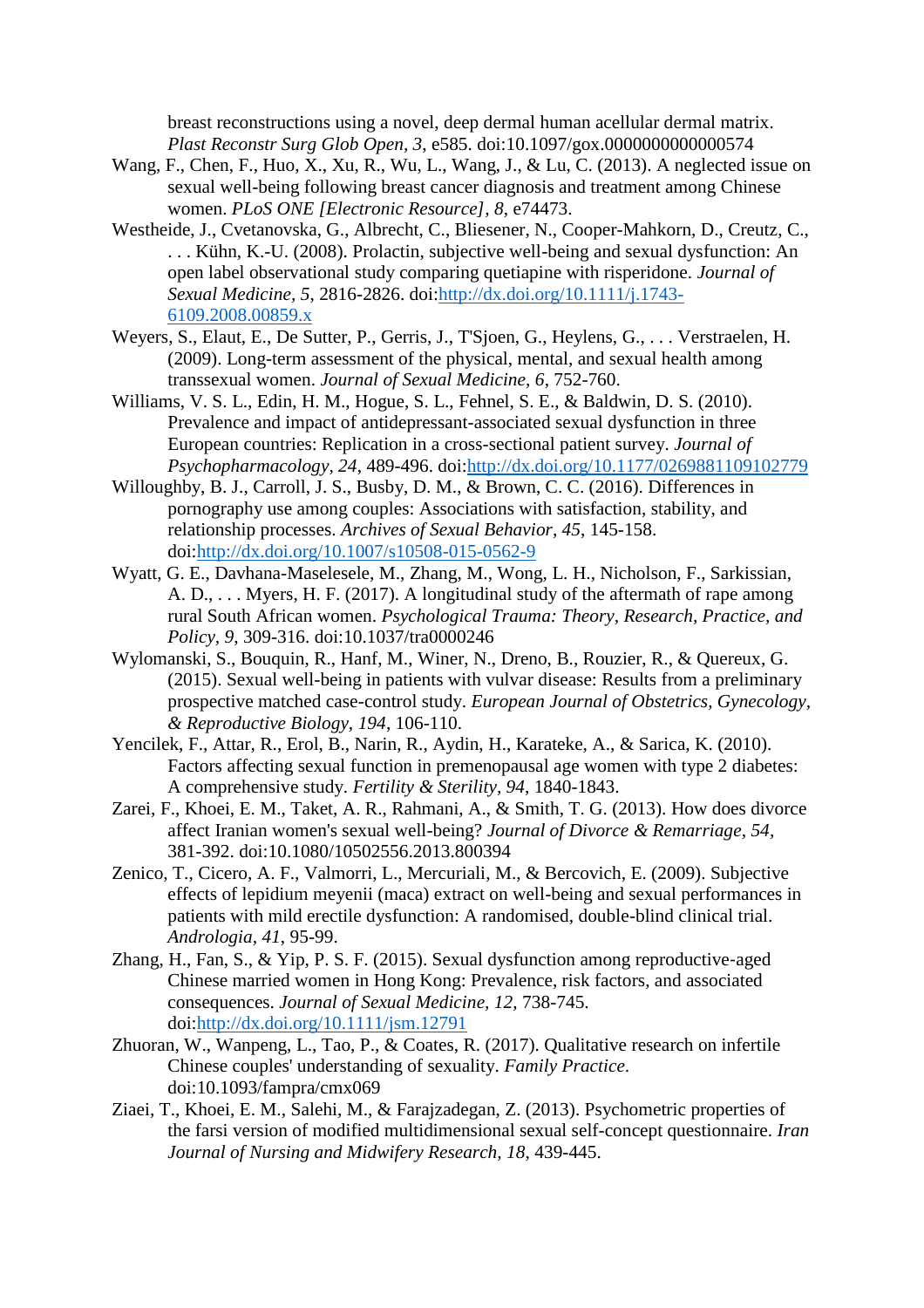breast reconstructions using a novel, deep dermal human acellular dermal matrix. *Plast Reconstr Surg Glob Open, 3*, e585. doi:10.1097/gox.0000000000000574

Wang, F., Chen, F., Huo, X., Xu, R., Wu, L., Wang, J., & Lu, C. (2013). A neglected issue on sexual well-being following breast cancer diagnosis and treatment among Chinese women. *PLoS ONE [Electronic Resource], 8*, e74473.

Westheide, J., Cvetanovska, G., Albrecht, C., Bliesener, N., Cooper-Mahkorn, D., Creutz, C., . . . Kühn, K.-U. (2008). Prolactin, subjective well-being and sexual dysfunction: An open label observational study comparing quetiapine with risperidone. *Journal of Sexual Medicine, 5*, 2816-2826. doi:http://dx.doi.org/10.1111/j.1743-6109.2008.00859.x

Weyers, S., Elaut, E., De Sutter, P., Gerris, J., T'Sjoen, G., Heylens, G., . . . Verstraelen, H. (2009). Long-term assessment of the physical, mental, and sexual health among transsexual women. *Journal of Sexual Medicine, 6*, 752-760.

Williams, V. S. L., Edin, H. M., Hogue, S. L., Fehnel, S. E., & Baldwin, D. S. (2010). Prevalence and impact of antidepressant-associated sexual dysfunction in three European countries: Replication in a cross-sectional patient survey. *Journal of Psychopharmacology, 24*, 489-496. doi:http://dx.doi.org/10.1177/0269881109102779

Willoughby, B. J., Carroll, J. S., Busby, D. M., & Brown, C. C. (2016). Differences in pornography use among couples: Associations with satisfaction, stability, and relationship processes. *Archives of Sexual Behavior, 45*, 145-158. doi:http://dx.doi.org/10.1007/s10508-015-0562-9

Wyatt, G. E., Davhana-Maselesele, M., Zhang, M., Wong, L. H., Nicholson, F., Sarkissian, A. D., . . . Myers, H. F. (2017). A longitudinal study of the aftermath of rape among rural South African women. *Psychological Trauma: Theory, Research, Practice, and Policy, 9*, 309-316. doi:10.1037/tra0000246

Wylomanski, S., Bouquin, R., Hanf, M., Winer, N., Dreno, B., Rouzier, R., & Quereux, G. (2015). Sexual well-being in patients with vulvar disease: Results from a preliminary prospective matched case-control study. *European Journal of Obstetrics, Gynecology, & Reproductive Biology, 194*, 106-110.

Yencilek, F., Attar, R., Erol, B., Narin, R., Aydin, H., Karateke, A., & Sarica, K. (2010). Factors affecting sexual function in premenopausal age women with type 2 diabetes: A comprehensive study. *Fertility & Sterility, 94*, 1840-1843.

Zarei, F., Khoei, E. M., Taket, A. R., Rahmani, A., & Smith, T. G. (2013). How does divorce affect Iranian women's sexual well-being? *Journal of Divorce & Remarriage, 54*, 381-392. doi:10.1080/10502556.2013.800394

Zenico, T., Cicero, A. F., Valmorri, L., Mercuriali, M., & Bercovich, E. (2009). Subjective effects of lepidium meyenii (maca) extract on well-being and sexual performances in patients with mild erectile dysfunction: A randomised, double-blind clinical trial. *Andrologia, 41*, 95-99.

Zhang, H., Fan, S., & Yip, P. S. F. (2015). Sexual dysfunction among reproductive-aged Chinese married women in Hong Kong: Prevalence, risk factors, and associated consequences. *Journal of Sexual Medicine, 12*, 738-745. doi:http://dx.doi.org/10.1111/jsm.12791

Zhuoran, W., Wanpeng, L., Tao, P., & Coates, R. (2017). Qualitative research on infertile Chinese couples' understanding of sexuality. *Family Practice.* doi:10.1093/fampra/cmx069

Ziaei, T., Khoei, E. M., Salehi, M., & Farajzadegan, Z. (2013). Psychometric properties of the farsi version of modified multidimensional sexual self-concept questionnaire. *Iran Journal of Nursing and Midwifery Research, 18*, 439-445.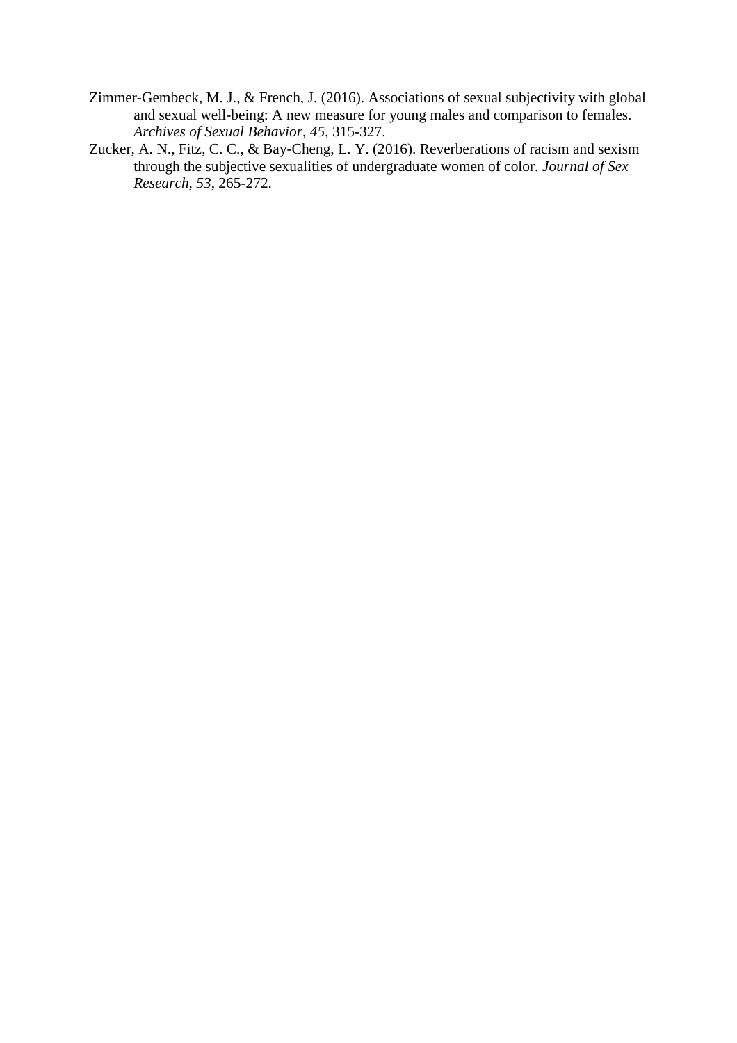Zimmer-Gembeck, M. J., & French, J. (2016). Associations of sexual subjectivity with global and sexual well-being: A new measure for young males and comparison to females. *Archives of Sexual Behavior*, *45*, 315-327.

Zucker, A. N., Fitz, C. C., & Bay-Cheng, L. Y. (2016). Reverberations of racism and sexism through the subjective sexualities of undergraduate women of color. *Journal of Sex Research*, *53*, 265-272.